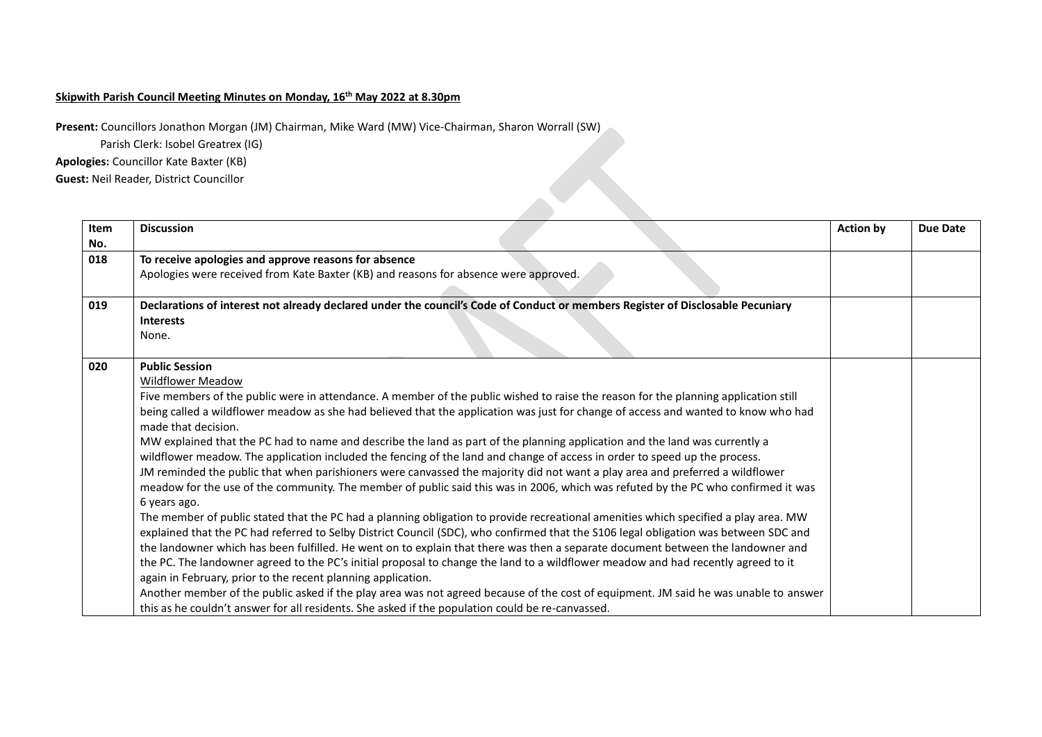**Skipwith Parish Council Meeting Minutes on Monday, 16th May 2022 at 8.30pm**

**Present:** Councillors Jonathon Morgan (JM) Chairman, Mike Ward (MW) Vice-Chairman, Sharon Worrall (SW)
Parish Clerk: Isobel Greatrex (IG)
**Apologies:** Councillor Kate Baxter (KB)
**Guest:** Neil Reader, District Councillor

| Item No. | Discussion | Action by | Due Date |
|---|---|---|---|
| 018 | **To receive apologies and approve reasons for absence**<br>Apologies were received from Kate Baxter (KB) and reasons for absence were approved. | | |
| 019 | **Declarations of interest not already declared under the council's Code of Conduct or members Register of Disclosable Pecuniary Interests**<br>None. | | |
| 020 | **Public Session**<br>Wildflower Meadow<br>Five members of the public were in attendance. A member of the public wished to raise the reason for the planning application still being called a wildflower meadow as she had believed that the application was just for change of access and wanted to know who had made that decision.<br>MW explained that the PC had to name and describe the land as part of the planning application and the land was currently a wildflower meadow. The application included the fencing of the land and change of access in order to speed up the process.<br>JM reminded the public that when parishioners were canvassed the majority did not want a play area and preferred a wildflower meadow for the use of the community. The member of public said this was in 2006, which was refuted by the PC who confirmed it was 6 years ago.<br>The member of public stated that the PC had a planning obligation to provide recreational amenities which specified a play area. MW explained that the PC had referred to Selby District Council (SDC), who confirmed that the S106 legal obligation was between SDC and the landowner which has been fulfilled. He went on to explain that there was then a separate document between the landowner and the PC. The landowner agreed to the PC's initial proposal to change the land to a wildflower meadow and had recently agreed to it again in February, prior to the recent planning application.<br>Another member of the public asked if the play area was not agreed because of the cost of equipment. JM said he was unable to answer this as he couldn't answer for all residents. She asked if the population could be re-canvassed. | | |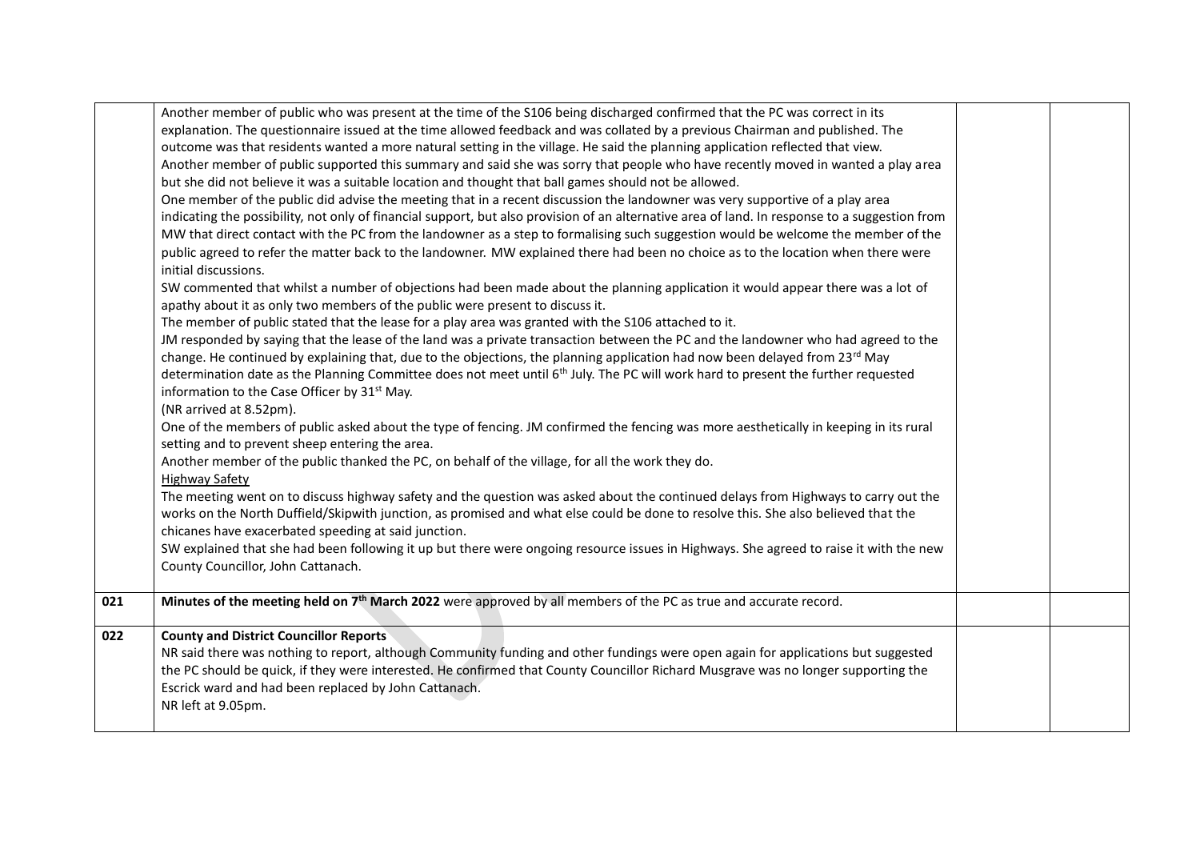| | | | |
|---|---|---|---|
| | Another member of public who was present at the time of the S106 being discharged confirmed that the PC was correct in its explanation. The questionnaire issued at the time allowed feedback and was collated by a previous Chairman and published. The outcome was that residents wanted a more natural setting in the village. He said the planning application reflected that view.<br>Another member of public supported this summary and said she was sorry that people who have recently moved in wanted a play area but she did not believe it was a suitable location and thought that ball games should not be allowed.<br>One member of the public did advise the meeting that in a recent discussion the landowner was very supportive of a play area indicating the possibility, not only of financial support, but also provision of an alternative area of land. In response to a suggestion from MW that direct contact with the PC from the landowner as a step to formalising such suggestion would be welcome the member of the public agreed to refer the matter back to the landowner. MW explained there had been no choice as to the location when there were initial discussions.<br>SW commented that whilst a number of objections had been made about the planning application it would appear there was a lot of apathy about it as only two members of the public were present to discuss it.<br>The member of public stated that the lease for a play area was granted with the S106 attached to it.<br>JM responded by saying that the lease of the land was a private transaction between the PC and the landowner who had agreed to the change. He continued by explaining that, due to the objections, the planning application had now been delayed from 23rd May determination date as the Planning Committee does not meet until 6th July. The PC will work hard to present the further requested information to the Case Officer by 31st May.<br>(NR arrived at 8.52pm).<br>One of the members of public asked about the type of fencing. JM confirmed the fencing was more aesthetically in keeping in its rural setting and to prevent sheep entering the area.<br>Another member of the public thanked the PC, on behalf of the village, for all the work they do.<br><u>Highway Safety</u><br>The meeting went on to discuss highway safety and the question was asked about the continued delays from Highways to carry out the works on the North Duffield/Skipwith junction, as promised and what else could be done to resolve this. She also believed that the chicanes have exacerbated speeding at said junction.<br>SW explained that she had been following it up but there were ongoing resource issues in Highways. She agreed to raise it with the new County Councillor, John Cattanach. | | |
| **021** | **Minutes of the meeting held on 7th March 2022** were approved by all members of the PC as true and accurate record. | | |
| **022** | **County and District Councillor Reports**<br>NR said there was nothing to report, although Community funding and other fundings were open again for applications but suggested the PC should be quick, if they were interested. He confirmed that County Councillor Richard Musgrave was no longer supporting the Escrick ward and had been replaced by John Cattanach.<br>NR left at 9.05pm. | | |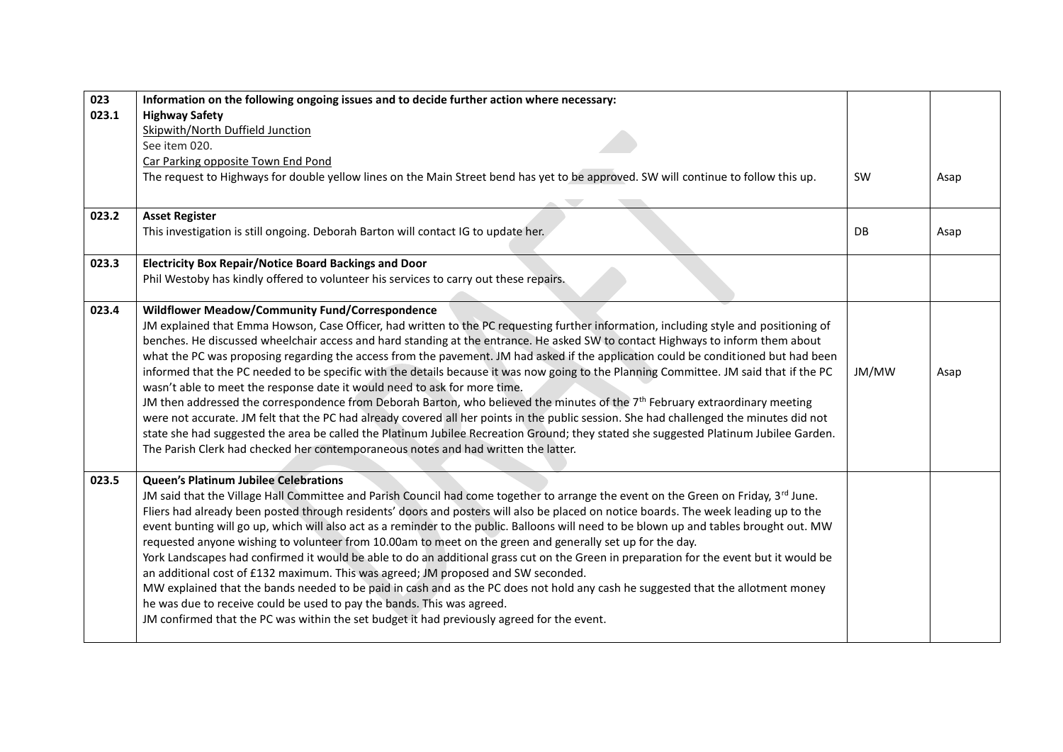| | | | |
|---|---|---|---|
| **023**<br>**023.1** | **Information on the following ongoing issues and to decide further action where necessary:**<br>**Highway Safety**<br>Skipwith/North Duffield Junction<br>See item 020.<br>Car Parking opposite Town End Pond<br>The request to Highways for double yellow lines on the Main Street bend has yet to be approved. SW will continue to follow this up. | SW | Asap |
| **023.2** | **Asset Register**<br>This investigation is still ongoing. Deborah Barton will contact IG to update her. | DB | Asap |
| **023.3** | **Electricity Box Repair/Notice Board Backings and Door**<br>Phil Westoby has kindly offered to volunteer his services to carry out these repairs. | | |
| **023.4** | **Wildflower Meadow/Community Fund/Correspondence**<br>JM explained that Emma Howson, Case Officer, had written to the PC requesting further information, including style and positioning of benches. He discussed wheelchair access and hard standing at the entrance. He asked SW to contact Highways to inform them about what the PC was proposing regarding the access from the pavement. JM had asked if the application could be conditioned but had been informed that the PC needed to be specific with the details because it was now going to the Planning Committee. JM said that if the PC wasn't able to meet the response date it would need to ask for more time.<br>JM then addressed the correspondence from Deborah Barton, who believed the minutes of the 7th February extraordinary meeting were not accurate. JM felt that the PC had already covered all her points in the public session. She had challenged the minutes did not state she had suggested the area be called the Platinum Jubilee Recreation Ground; they stated she suggested Platinum Jubilee Garden. The Parish Clerk had checked her contemporaneous notes and had written the latter. | JM/MW | Asap |
| **023.5** | **Queen's Platinum Jubilee Celebrations**<br>JM said that the Village Hall Committee and Parish Council had come together to arrange the event on the Green on Friday, 3rd June. Fliers had already been posted through residents' doors and posters will also be placed on notice boards. The week leading up to the event bunting will go up, which will also act as a reminder to the public. Balloons will need to be blown up and tables brought out. MW requested anyone wishing to volunteer from 10.00am to meet on the green and generally set up for the day.<br>York Landscapes had confirmed it would be able to do an additional grass cut on the Green in preparation for the event but it would be an additional cost of £132 maximum. This was agreed; JM proposed and SW seconded.<br>MW explained that the bands needed to be paid in cash and as the PC does not hold any cash he suggested that the allotment money he was due to receive could be used to pay the bands. This was agreed.<br>JM confirmed that the PC was within the set budget it had previously agreed for the event. | | |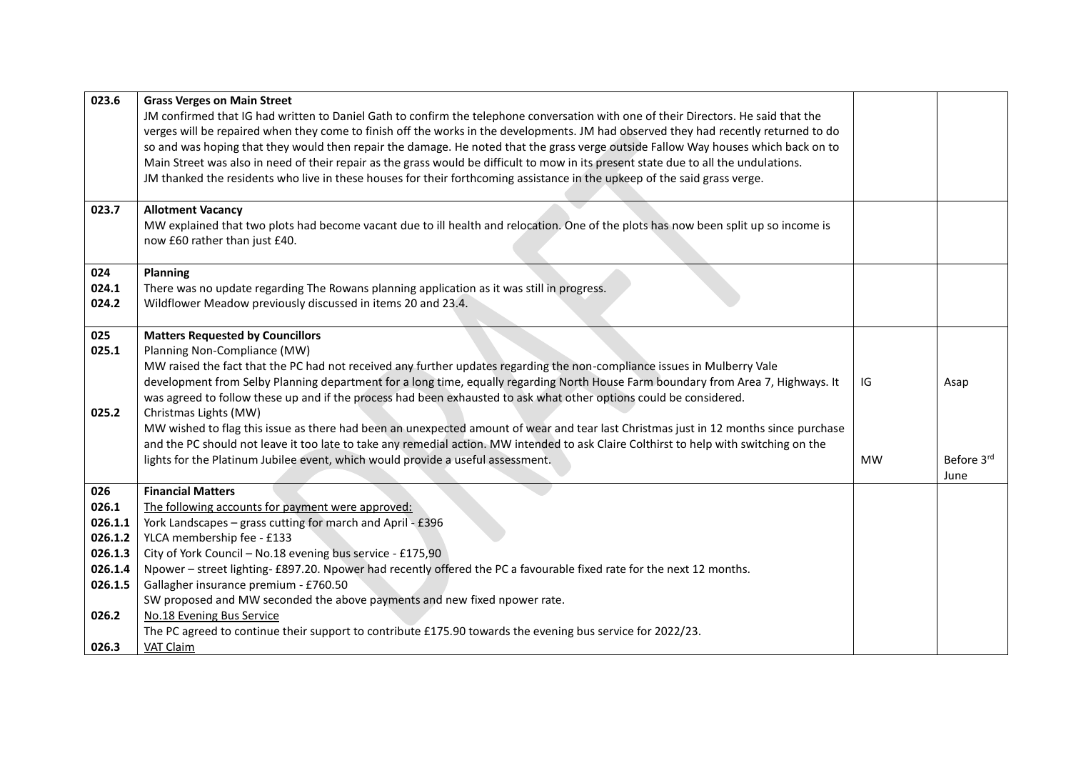| | | | |
|---|---|---|---|
| 023.6 | **Grass Verges on Main Street**<br>JM confirmed that IG had written to Daniel Gath to confirm the telephone conversation with one of their Directors. He said that the verges will be repaired when they come to finish off the works in the developments. JM had observed they had recently returned to do so and was hoping that they would then repair the damage. He noted that the grass verge outside Fallow Way houses which back on to Main Street was also in need of their repair as the grass would be difficult to mow in its present state due to all the undulations.<br>JM thanked the residents who live in these houses for their forthcoming assistance in the upkeep of the said grass verge. | | |
| 023.7 | **Allotment Vacancy**<br>MW explained that two plots had become vacant due to ill health and relocation. One of the plots has now been split up so income is now £60 rather than just £40. | | |
| 024<br>024.1<br>024.2 | **Planning**<br>There was no update regarding The Rowans planning application as it was still in progress.<br>Wildflower Meadow previously discussed in items 20 and 23.4. | | |
| 025<br>025.1<br><br><br><br>025.2 | **Matters Requested by Councillors**<br>Planning Non-Compliance (MW)<br>MW raised the fact that the PC had not received any further updates regarding the non-compliance issues in Mulberry Vale development from Selby Planning department for a long time, equally regarding North House Farm boundary from Area 7, Highways. It was agreed to follow these up and if the process had been exhausted to ask what other options could be considered.<br>Christmas Lights (MW)<br>MW wished to flag this issue as there had been an unexpected amount of wear and tear last Christmas just in 12 months since purchase and the PC should not leave it too late to take any remedial action. MW intended to ask Claire Colthirst to help with switching on the lights for the Platinum Jubilee event, which would provide a useful assessment. | IG<br><br><br><br>MW | Asap<br><br><br><br>Before 3rd June |
| 026<br>026.1<br>026.1.1<br>026.1.2<br>026.1.3<br>026.1.4<br>026.1.5<br><br>026.2<br><br>026.3 | **Financial Matters**<br>The following accounts for payment were approved:<br>York Landscapes – grass cutting for march and April - £396<br>YLCA membership fee - £133<br>City of York Council – No.18 evening bus service - £175,90<br>Npower – street lighting- £897.20. Npower had recently offered the PC a favourable fixed rate for the next 12 months.<br>Gallagher insurance premium - £760.50<br>SW proposed and MW seconded the above payments and new fixed npower rate.<br>No.18 Evening Bus Service<br>The PC agreed to continue their support to contribute £175.90 towards the evening bus service for 2022/23.<br>VAT Claim | | |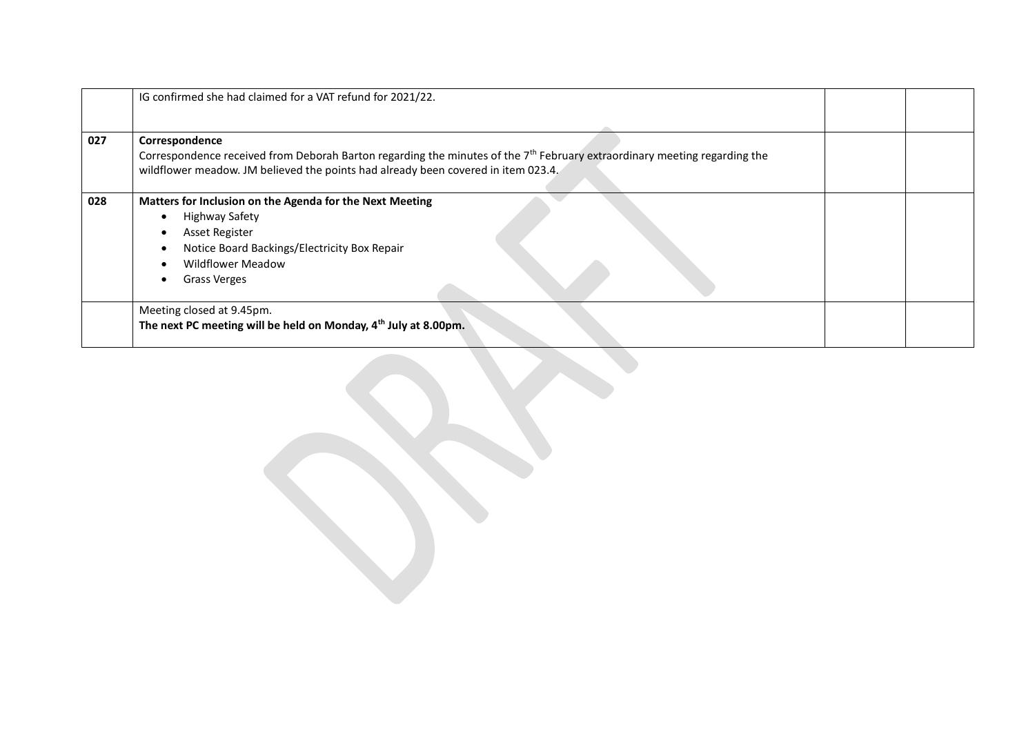| | | | |
|---|---|---|---|
| | IG confirmed she had claimed for a VAT refund for 2021/22. | | |
| **027** | **Correspondence**<br>Correspondence received from Deborah Barton regarding the minutes of the 7th February extraordinary meeting regarding the wildflower meadow. JM believed the points had already been covered in item 023.4. | | |
| **028** | **Matters for Inclusion on the Agenda for the Next Meeting**<br>• Highway Safety<br>• Asset Register<br>• Notice Board Backings/Electricity Box Repair<br>• Wildflower Meadow<br>• Grass Verges | | |
| | Meeting closed at 9.45pm.<br>**The next PC meeting will be held on Monday, 4th July at 8.00pm.** | | |

DRAFT